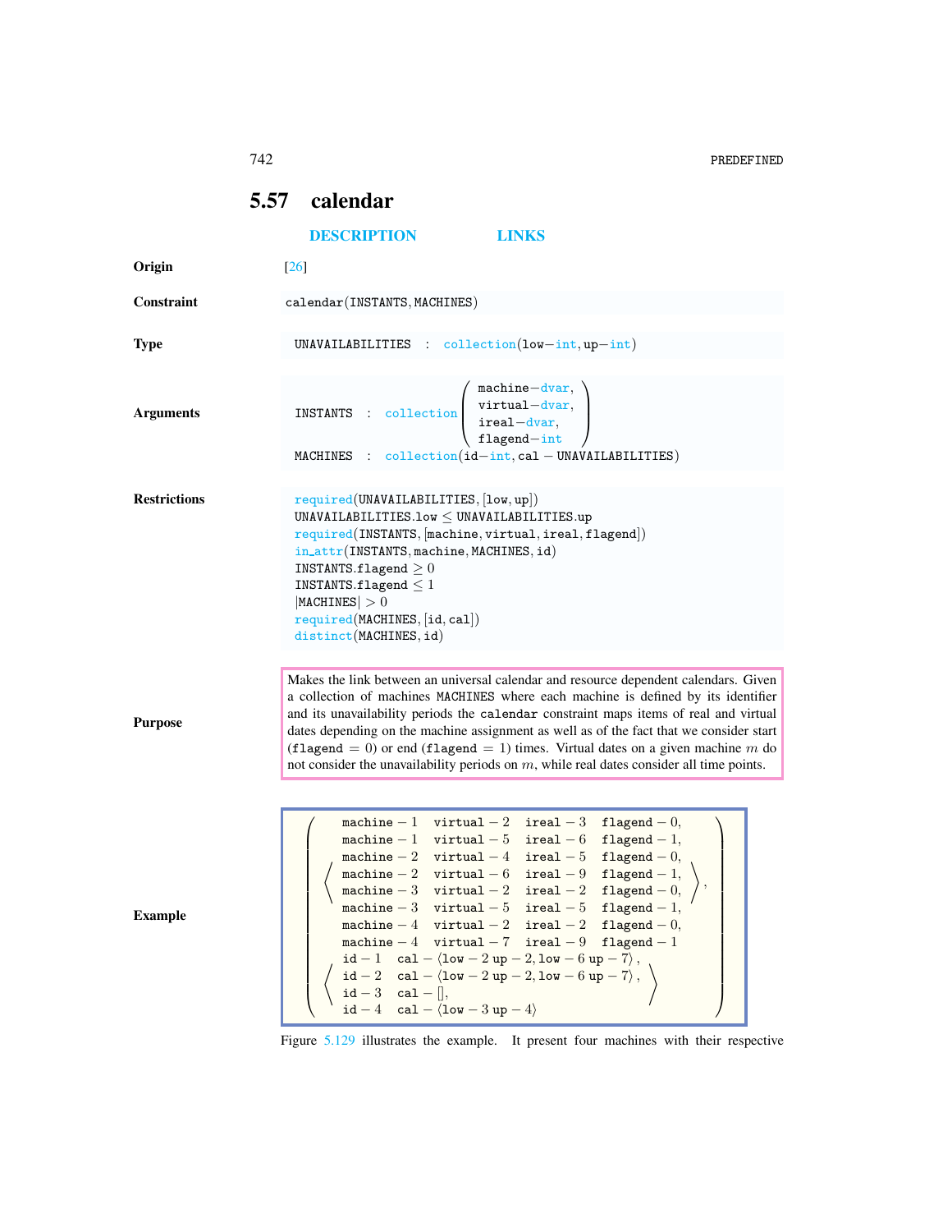## 5.57 calendar

DESCRIPTION LINKS

**Origin** [26]

**Constraint** calendar(INSTANTS, MACHINES)

**Type** UNAVAILABILITIES : collection(low−int, up−int)

**Arguments**

INSTANTS : collection(machine−dvar, virtual−dvar, ireal−dvar, flagend−int)

MACHINES : collection(id−int, cal − UNAVAILABILITIES)

**Restrictions**

required(UNAVAILABILITIES, [low, up])
UNAVAILABILITIES.low ≤ UNAVAILABILITIES.up
required(INSTANTS, [machine, virtual, ireal, flagend])
in_attr(INSTANTS, machine, MACHINES, id)
INSTANTS.flagend ≥ 0
INSTANTS.flagend ≤ 1
|MACHINES| > 0
required(MACHINES, [id, cal])
distinct(MACHINES, id)

**Purpose**

Makes the link between an universal calendar and resource dependent calendars. Given a collection of machines MACHINES where each machine is defined by its identifier and its unavailability periods the calendar constraint maps items of real and virtual dates depending on the machine assignment as well as of the fact that we consider start (flagend = 0) or end (flagend = 1) times. Virtual dates on a given machine $m$ do not consider the unavailability periods on $m$, while real dates consider all time points.

**Example**

```
(
  ⟨ machine − 1  virtual − 2  ireal − 3  flagend − 0,
    machine − 1  virtual − 5  ireal − 6  flagend − 1,
    machine − 2  virtual − 4  ireal − 5  flagend − 0,
    machine − 2  virtual − 6  ireal − 9  flagend − 1,
    machine − 3  virtual − 2  ireal − 2  flagend − 0,
    machine − 3  virtual − 5  ireal − 5  flagend − 1,
    machine − 4  virtual − 2  ireal − 2  flagend − 0,
    machine − 4  virtual − 7  ireal − 9  flagend − 1 ⟩,
  ⟨ id − 1  cal − ⟨low − 2 up − 2, low − 6 up − 7⟩,
    id − 2  cal − ⟨low − 2 up − 2, low − 6 up − 7⟩,
    id − 3  cal − [],
    id − 4  cal − ⟨low − 3 up − 4⟩ ⟩
)
```

Figure 5.129 illustrates the example. It present four machines with their respective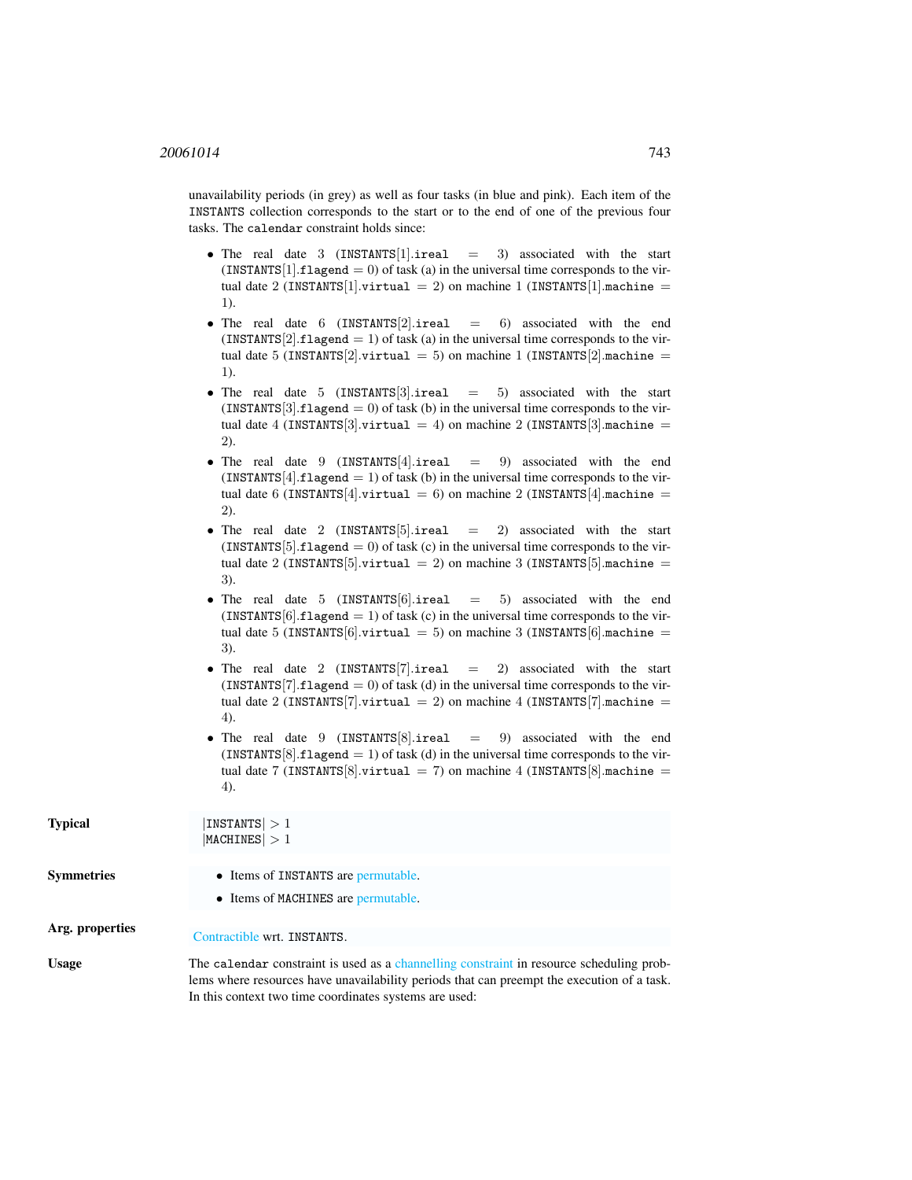unavailability periods (in grey) as well as four tasks (in blue and pink). Each item of the INSTANTS collection corresponds to the start or to the end of one of the previous four tasks. The calendar constraint holds since:

- The real date 3 (INSTANTS[1].ireal = 3) associated with the start (INSTANTS[1].flagend = 0) of task (a) in the universal time corresponds to the virtual date 2 (INSTANTS[1].virtual = 2) on machine 1 (INSTANTS[1].machine = 1).
- The real date 6 (INSTANTS[2].ireal = 6) associated with the end (INSTANTS[2].flagend = 1) of task (a) in the universal time corresponds to the virtual date 5 (INSTANTS[2].virtual = 5) on machine 1 (INSTANTS[2].machine = 1).
- The real date 5 (INSTANTS[3].ireal = 5) associated with the start (INSTANTS[3].flagend = 0) of task (b) in the universal time corresponds to the virtual date 4 (INSTANTS[3].virtual = 4) on machine 2 (INSTANTS[3].machine = 2).
- The real date 9 (INSTANTS[4].ireal = 9) associated with the end (INSTANTS[4].flagend = 1) of task (b) in the universal time corresponds to the virtual date 6 (INSTANTS[4].virtual = 6) on machine 2 (INSTANTS[4].machine = 2).
- The real date 2 (INSTANTS[5].ireal = 2) associated with the start (INSTANTS[5].flagend = 0) of task (c) in the universal time corresponds to the virtual date 2 (INSTANTS[5].virtual = 2) on machine 3 (INSTANTS[5].machine = 3).
- The real date 5 (INSTANTS[6].ireal = 5) associated with the end (INSTANTS[6].flagend = 1) of task (c) in the universal time corresponds to the virtual date 5 (INSTANTS[6].virtual = 5) on machine 3 (INSTANTS[6].machine = 3).
- The real date 2 (INSTANTS[7].ireal = 2) associated with the start (INSTANTS[7].flagend = 0) of task (d) in the universal time corresponds to the virtual date 2 (INSTANTS[7].virtual = 2) on machine 4 (INSTANTS[7].machine = 4).
- The real date 9 (INSTANTS[8].ireal = 9) associated with the end (INSTANTS[8].flagend = 1) of task (d) in the universal time corresponds to the virtual date 7 (INSTANTS[8].virtual = 7) on machine 4 (INSTANTS[8].machine = 4).

**Typical**

$|\text{INSTANTS}| > 1$
$|\text{MACHINES}| > 1$

**Symmetries**

- Items of INSTANTS are permutable.
- Items of MACHINES are permutable.

**Arg. properties**

Contractible wrt. INSTANTS.

**Usage**

The calendar constraint is used as a channelling constraint in resource scheduling problems where resources have unavailability periods that can preempt the execution of a task. In this context two time coordinates systems are used: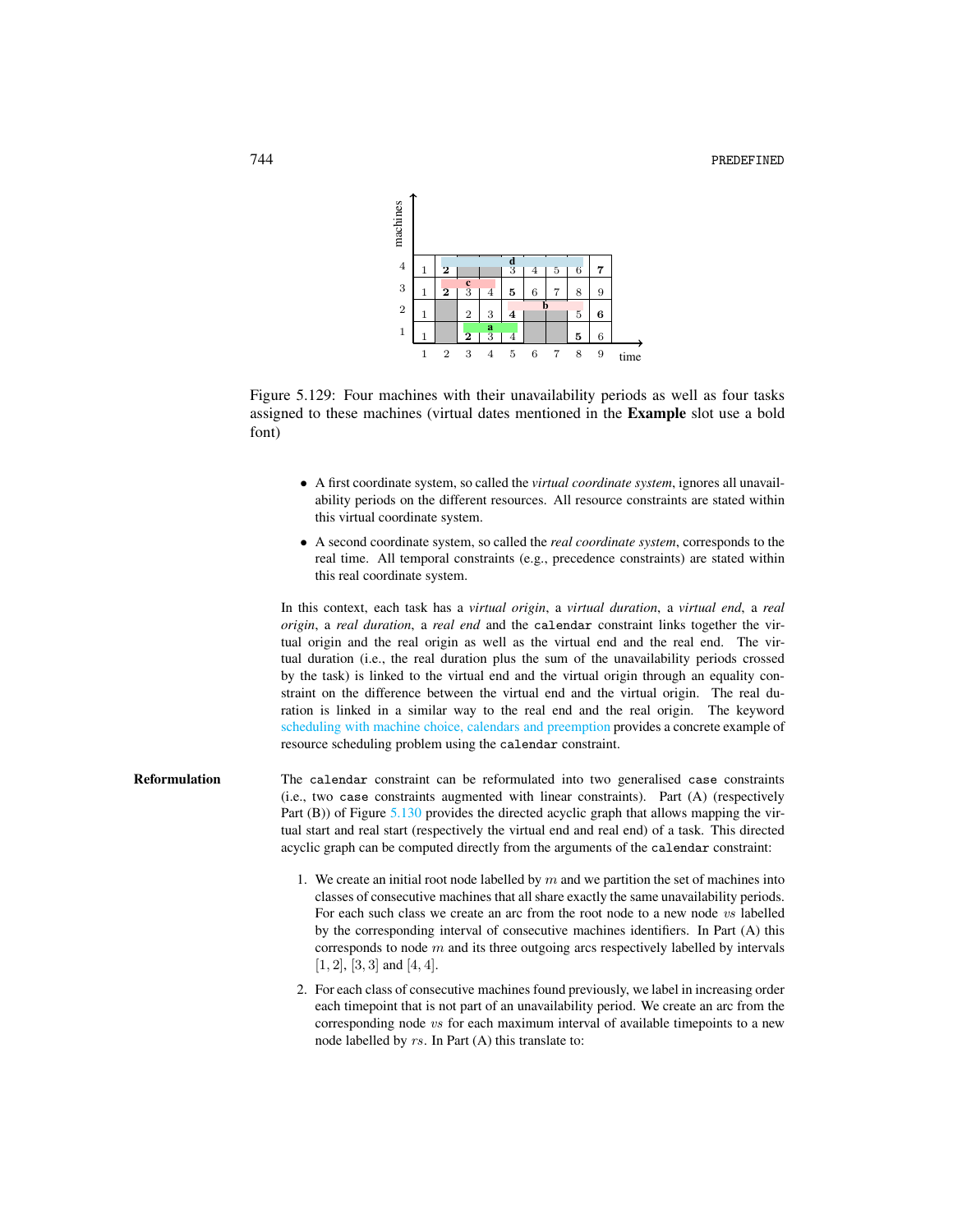Figure 5.129: Four machines with their unavailability periods as well as four tasks assigned to these machines (virtual dates mentioned in the **Example** slot use a bold font)

- A first coordinate system, so called the *virtual coordinate system*, ignores all unavailability periods on the different resources. All resource constraints are stated within this virtual coordinate system.
- A second coordinate system, so called the *real coordinate system*, corresponds to the real time. All temporal constraints (e.g., precedence constraints) are stated within this real coordinate system.

In this context, each task has a *virtual origin*, a *virtual duration*, a *virtual end*, a *real origin*, a *real duration*, a *real end* and the `calendar` constraint links together the virtual origin and the real origin as well as the virtual end and the real end. The virtual duration (i.e., the real duration plus the sum of the unavailability periods crossed by the task) is linked to the virtual end and the virtual origin through an equality constraint on the difference between the virtual end and the virtual origin. The real duration is linked in a similar way to the real end and the real origin. The keyword scheduling with machine choice, calendars and preemption provides a concrete example of resource scheduling problem using the `calendar` constraint.

**Reformulation** The `calendar` constraint can be reformulated into two generalised `case` constraints (i.e., two `case` constraints augmented with linear constraints). Part (A) (respectively Part (B)) of Figure 5.130 provides the directed acyclic graph that allows mapping the virtual start and real start (respectively the virtual end and real end) of a task. This directed acyclic graph can be computed directly from the arguments of the `calendar` constraint:

1. We create an initial root node labelled by $m$ and we partition the set of machines into classes of consecutive machines that all share exactly the same unavailability periods. For each such class we create an arc from the root node to a new node $vs$ labelled by the corresponding interval of consecutive machines identifiers. In Part (A) this corresponds to node $m$ and its three outgoing arcs respectively labelled by intervals $[1, 2]$, $[3, 3]$ and $[4, 4]$.
2. For each class of consecutive machines found previously, we label in increasing order each timepoint that is not part of an unavailability period. We create an arc from the corresponding node $vs$ for each maximum interval of available timepoints to a new node labelled by $rs$. In Part (A) this translate to: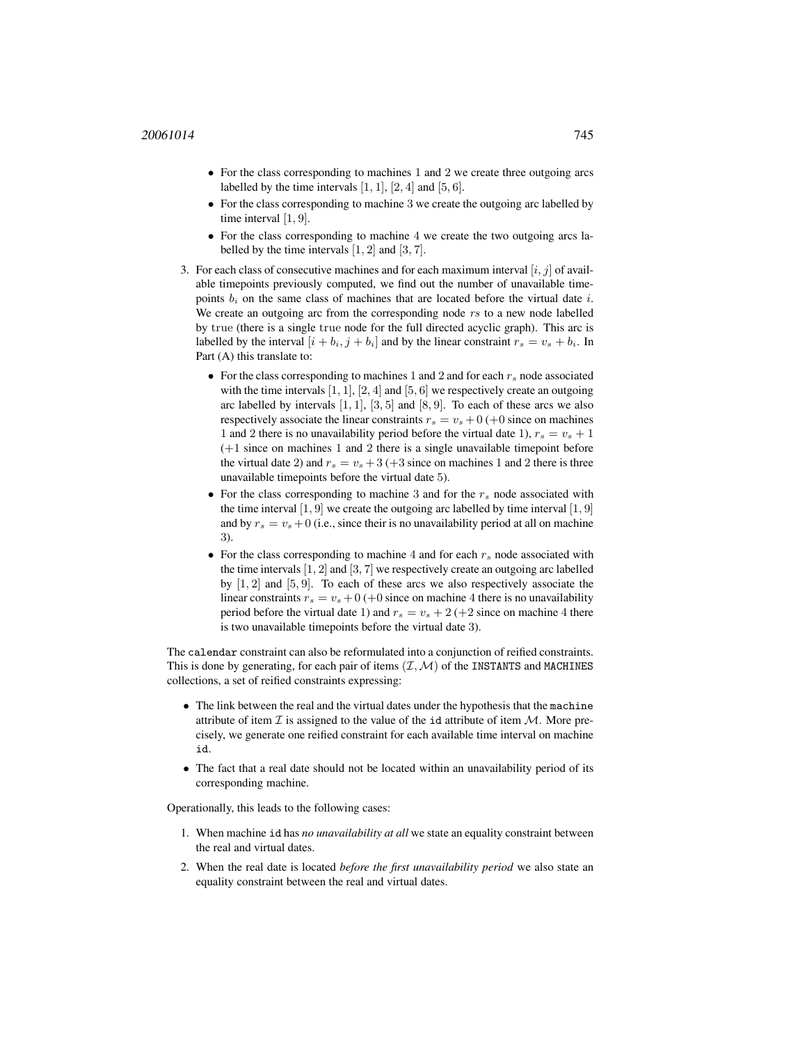- For the class corresponding to machines 1 and 2 we create three outgoing arcs labelled by the time intervals $[1, 1]$, $[2, 4]$ and $[5, 6]$.
- For the class corresponding to machine 3 we create the outgoing arc labelled by time interval $[1, 9]$.
- For the class corresponding to machine 4 we create the two outgoing arcs labelled by the time intervals $[1, 2]$ and $[3, 7]$.

3. For each class of consecutive machines and for each maximum interval $[i, j]$ of available timepoints previously computed, we find out the number of unavailable timepoints $b_i$ on the same class of machines that are located before the virtual date $i$. We create an outgoing arc from the corresponding node $rs$ to a new node labelled by $\mathrm{true}$ (there is a single $\mathrm{true}$ node for the full directed acyclic graph). This arc is labelled by the interval $[i + b_i, j + b_i]$ and by the linear constraint $r_s = v_s + b_i$. In Part (A) this translate to:
   - For the class corresponding to machines 1 and 2 and for each $r_s$ node associated with the time intervals $[1, 1]$, $[2, 4]$ and $[5, 6]$ we respectively create an outgoing arc labelled by intervals $[1, 1]$, $[3, 5]$ and $[8, 9]$. To each of these arcs we also respectively associate the linear constraints $r_s = v_s + 0$ ($+0$ since on machines 1 and 2 there is no unavailability period before the virtual date 1), $r_s = v_s + 1$ ($+1$ since on machines 1 and 2 there is a single unavailable timepoint before the virtual date 2) and $r_s = v_s + 3$ ($+3$ since on machines 1 and 2 there is three unavailable timepoints before the virtual date 5).
   - For the class corresponding to machine 3 and for the $r_s$ node associated with the time interval $[1, 9]$ we create the outgoing arc labelled by time interval $[1, 9]$ and by $r_s = v_s + 0$ (i.e., since their is no unavailability period at all on machine 3).
   - For the class corresponding to machine 4 and for each $r_s$ node associated with the time intervals $[1, 2]$ and $[3, 7]$ we respectively create an outgoing arc labelled by $[1, 2]$ and $[5, 9]$. To each of these arcs we also respectively associate the linear constraints $r_s = v_s + 0$ ($+0$ since on machine 4 there is no unavailability period before the virtual date 1) and $r_s = v_s + 2$ ($+2$ since on machine 4 there is two unavailable timepoints before the virtual date 3).

The `calendar` constraint can also be reformulated into a conjunction of reified constraints. This is done by generating, for each pair of items $(\mathcal{I}, \mathcal{M})$ of the `INSTANTS` and `MACHINES` collections, a set of reified constraints expressing:

- The link between the real and the virtual dates under the hypothesis that the `machine` attribute of item $\mathcal{I}$ is assigned to the value of the `id` attribute of item $\mathcal{M}$. More precisely, we generate one reified constraint for each available time interval on machine `id`.
- The fact that a real date should not be located within an unavailability period of its corresponding machine.

Operationally, this leads to the following cases:

1. When machine `id` has *no unavailability at all* we state an equality constraint between the real and virtual dates.
2. When the real date is located *before the first unavailability period* we also state an equality constraint between the real and virtual dates.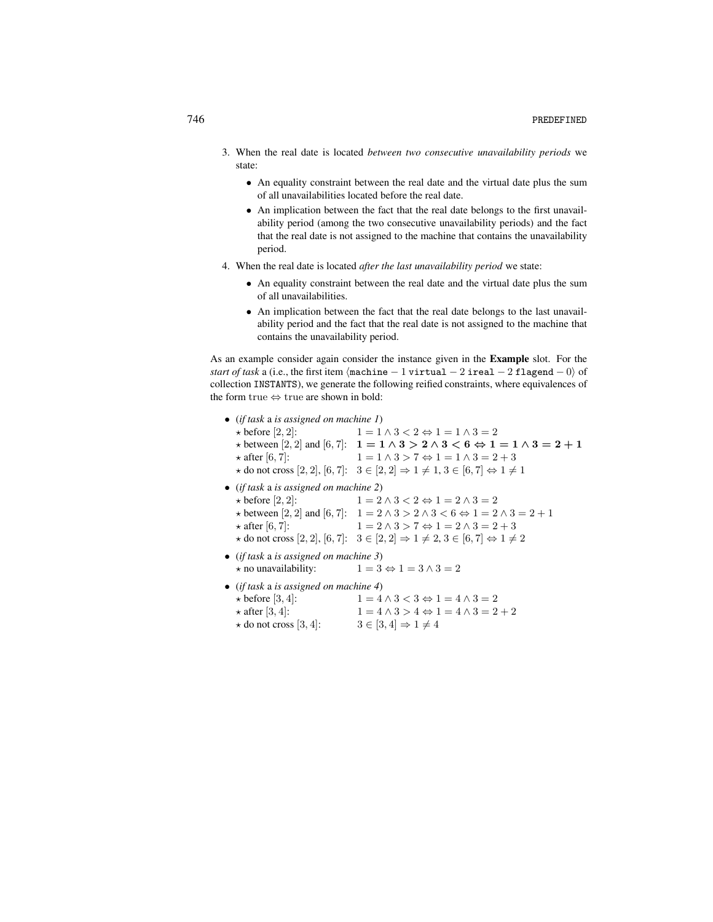3. When the real date is located *between two consecutive unavailability periods* we state:

   - An equality constraint between the real date and the virtual date plus the sum of all unavailabilities located before the real date.
   - An implication between the fact that the real date belongs to the first unavailability period (among the two consecutive unavailability periods) and the fact that the real date is not assigned to the machine that contains the unavailability period.

4. When the real date is located *after the last unavailability period* we state:

   - An equality constraint between the real date and the virtual date plus the sum of all unavailabilities.
   - An implication between the fact that the real date belongs to the last unavailability period and the fact that the real date is not assigned to the machine that contains the unavailability period.

As an example consider again consider the instance given in the **Example** slot. For the *start of task* a (i.e., the first item $\langle \texttt{machine}-1\ \texttt{virtual}-2\ \texttt{ireal}-2\ \texttt{flagend}-0\rangle$ of collection `INSTANTS`), we generate the following reified constraints, where equivalences of the form $\mathrm{true} \Leftrightarrow \mathrm{true}$ are shown in bold:

- (*if task* a *is assigned on machine 1*)
  - ⋆ before $[2,2]$: $1=1 \wedge 3<2 \Leftrightarrow 1=1 \wedge 3=2$
  - ⋆ between $[2,2]$ and $[6,7]$: $\mathbf{1=1 \wedge 3>2 \wedge 3<6 \Leftrightarrow 1=1 \wedge 3=2+1}$
  - ⋆ after $[6,7]$: $1=1 \wedge 3>7 \Leftrightarrow 1=1 \wedge 3=2+3$
  - ⋆ do not cross $[2,2]$, $[6,7]$: $3 \in [2,2] \Rightarrow 1 \neq 1,\ 3 \in [6,7] \Leftrightarrow 1 \neq 1$
- (*if task* a *is assigned on machine 2*)
  - ⋆ before $[2,2]$: $1=2 \wedge 3<2 \Leftrightarrow 1=2 \wedge 3=2$
  - ⋆ between $[2,2]$ and $[6,7]$: $1=2 \wedge 3>2 \wedge 3<6 \Leftrightarrow 1=2 \wedge 3=2+1$
  - ⋆ after $[6,7]$: $1=2 \wedge 3>7 \Leftrightarrow 1=2 \wedge 3=2+3$
  - ⋆ do not cross $[2,2]$, $[6,7]$: $3 \in [2,2] \Rightarrow 1 \neq 2,\ 3 \in [6,7] \Leftrightarrow 1 \neq 2$
- (*if task* a *is assigned on machine 3*)
  - ⋆ no unavailability: $1=3 \Leftrightarrow 1=3 \wedge 3=2$
- (*if task* a *is assigned on machine 4*)
  - ⋆ before $[3,4]$: $1=4 \wedge 3<3 \Leftrightarrow 1=4 \wedge 3=2$
  - ⋆ after $[3,4]$: $1=4 \wedge 3>4 \Leftrightarrow 1=4 \wedge 3=2+2$
  - ⋆ do not cross $[3,4]$: $3 \in [3,4] \Rightarrow 1 \neq 4$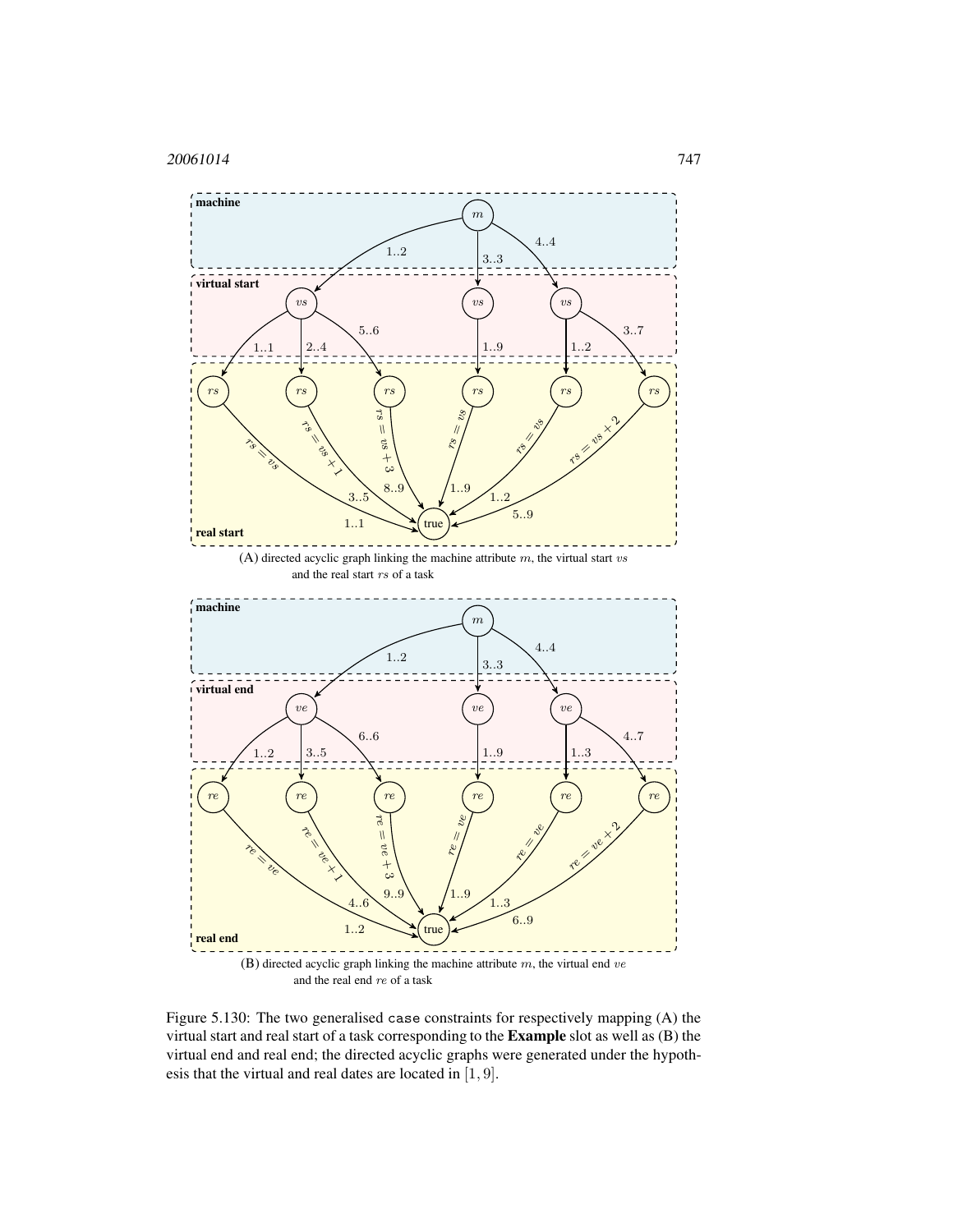(A) directed acyclic graph linking the machine attribute $m$, the virtual start $vs$ and the real start $rs$ of a task

(B) directed acyclic graph linking the machine attribute $m$, the virtual end $ve$ and the real end $re$ of a task

Figure 5.130: The two generalised `case` constraints for respectively mapping (A) the virtual start and real start of a task corresponding to the **Example** slot as well as (B) the virtual end and real end; the directed acyclic graphs were generated under the hypothesis that the virtual and real dates are located in $[1, 9]$.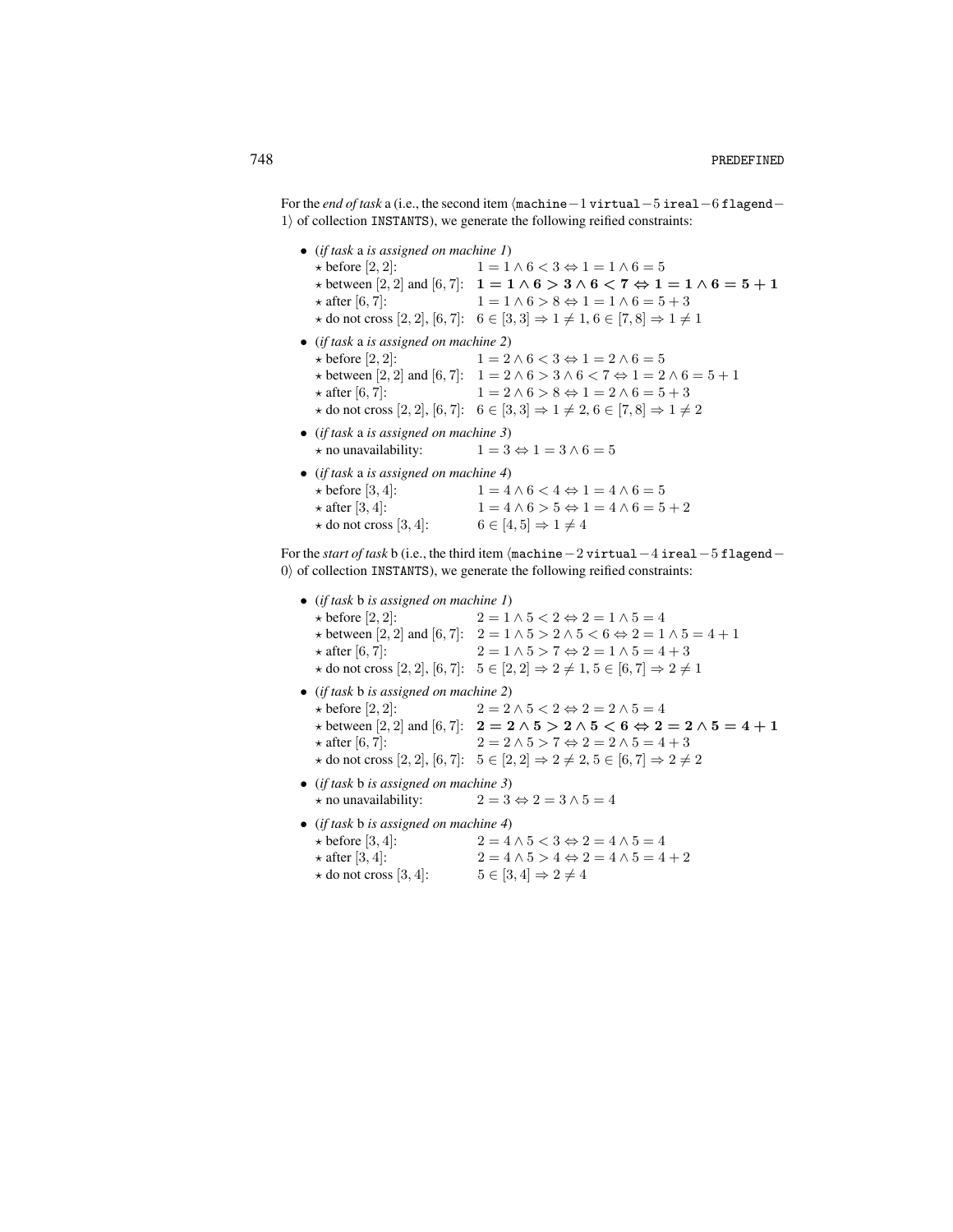For the *end of task* a (i.e., the second item $\langle$`machine` $-1$ `virtual` $-5$ `ireal` $-6$ `flagend` $-$ $1\rangle$ of collection `INSTANTS`), we generate the following reified constraints:

- (*if task* a *is assigned on machine 1*)
  - $\star$ before $[2,2]$: $\quad 1 = 1 \land 6 < 3 \Leftrightarrow 1 = 1 \land 6 = 5$
  - $\star$ between $[2,2]$ and $[6,7]$: $\quad \mathbf{1 = 1 \land 6 > 3 \land 6 < 7 \Leftrightarrow 1 = 1 \land 6 = 5 + 1}$
  - $\star$ after $[6,7]$: $\quad 1 = 1 \land 6 > 8 \Leftrightarrow 1 = 1 \land 6 = 5 + 3$
  - $\star$ do not cross $[2,2]$, $[6,7]$: $\quad 6 \in [3,3] \Rightarrow 1 \neq 1, 6 \in [7,8] \Rightarrow 1 \neq 1$
- (*if task* a *is assigned on machine 2*)
  - $\star$ before $[2,2]$: $\quad 1 = 2 \land 6 < 3 \Leftrightarrow 1 = 2 \land 6 = 5$
  - $\star$ between $[2,2]$ and $[6,7]$: $\quad 1 = 2 \land 6 > 3 \land 6 < 7 \Leftrightarrow 1 = 2 \land 6 = 5 + 1$
  - $\star$ after $[6,7]$: $\quad 1 = 2 \land 6 > 8 \Leftrightarrow 1 = 2 \land 6 = 5 + 3$
  - $\star$ do not cross $[2,2]$, $[6,7]$: $\quad 6 \in [3,3] \Rightarrow 1 \neq 2, 6 \in [7,8] \Rightarrow 1 \neq 2$
- (*if task* a *is assigned on machine 3*)
  - $\star$ no unavailability: $\quad 1 = 3 \Leftrightarrow 1 = 3 \land 6 = 5$
- (*if task* a *is assigned on machine 4*)
  - $\star$ before $[3,4]$: $\quad 1 = 4 \land 6 < 4 \Leftrightarrow 1 = 4 \land 6 = 5$
  - $\star$ after $[3,4]$: $\quad 1 = 4 \land 6 > 5 \Leftrightarrow 1 = 4 \land 6 = 5 + 2$
  - $\star$ do not cross $[3,4]$: $\quad 6 \in [4,5] \Rightarrow 1 \neq 4$

For the *start of task* b (i.e., the third item $\langle$`machine` $-2$ `virtual` $-4$ `ireal` $-5$ `flagend` $-$ $0\rangle$ of collection `INSTANTS`), we generate the following reified constraints:

- (*if task* b *is assigned on machine 1*)
  - $\star$ before $[2,2]$: $\quad 2 = 1 \land 5 < 2 \Leftrightarrow 2 = 1 \land 5 = 4$
  - $\star$ between $[2,2]$ and $[6,7]$: $\quad 2 = 1 \land 5 > 2 \land 5 < 6 \Leftrightarrow 2 = 1 \land 5 = 4 + 1$
  - $\star$ after $[6,7]$: $\quad 2 = 1 \land 5 > 7 \Leftrightarrow 2 = 1 \land 5 = 4 + 3$
  - $\star$ do not cross $[2,2]$, $[6,7]$: $\quad 5 \in [2,2] \Rightarrow 2 \neq 1, 5 \in [6,7] \Rightarrow 2 \neq 1$
- (*if task* b *is assigned on machine 2*)
  - $\star$ before $[2,2]$: $\quad 2 = 2 \land 5 < 2 \Leftrightarrow 2 = 2 \land 5 = 4$
  - $\star$ between $[2,2]$ and $[6,7]$: $\quad \mathbf{2 = 2 \land 5 > 2 \land 5 < 6 \Leftrightarrow 2 = 2 \land 5 = 4 + 1}$
  - $\star$ after $[6,7]$: $\quad 2 = 2 \land 5 > 7 \Leftrightarrow 2 = 2 \land 5 = 4 + 3$
  - $\star$ do not cross $[2,2]$, $[6,7]$: $\quad 5 \in [2,2] \Rightarrow 2 \neq 2, 5 \in [6,7] \Rightarrow 2 \neq 2$
- (*if task* b *is assigned on machine 3*)
  - $\star$ no unavailability: $\quad 2 = 3 \Leftrightarrow 2 = 3 \land 5 = 4$
- (*if task* b *is assigned on machine 4*)
  - $\star$ before $[3,4]$: $\quad 2 = 4 \land 5 < 3 \Leftrightarrow 2 = 4 \land 5 = 4$
  - $\star$ after $[3,4]$: $\quad 2 = 4 \land 5 > 4 \Leftrightarrow 2 = 4 \land 5 = 4 + 2$
  - $\star$ do not cross $[3,4]$: $\quad 5 \in [3,4] \Rightarrow 2 \neq 4$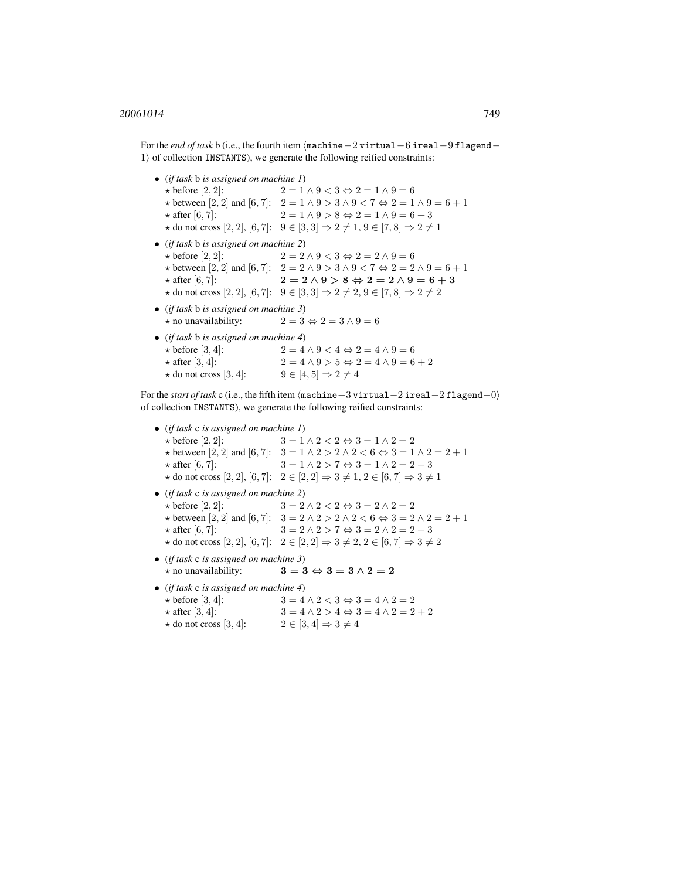For the *end of task* b (i.e., the fourth item $\langle \texttt{machine}-2\ \texttt{virtual}-6\ \texttt{ireal}-9\ \texttt{flagend}-1\rangle$ of collection INSTANTS), we generate the following reified constraints:

- (*if task* b *is assigned on machine 1*)
  - ⋆ before $[2,2]$: $2=1 \wedge 9<3 \Leftrightarrow 2=1 \wedge 9=6$
  - ⋆ between $[2,2]$ and $[6,7]$: $2=1 \wedge 9>3 \wedge 9<7 \Leftrightarrow 2=1 \wedge 9=6+1$
  - ⋆ after $[6,7]$: $2=1 \wedge 9>8 \Leftrightarrow 2=1 \wedge 9=6+3$
  - ⋆ do not cross $[2,2]$, $[6,7]$: $9 \in [3,3] \Rightarrow 2 \neq 1,\ 9 \in [7,8] \Rightarrow 2 \neq 1$
- (*if task* b *is assigned on machine 2*)
  - ⋆ before $[2,2]$: $2=2 \wedge 9<3 \Leftrightarrow 2=2 \wedge 9=6$
  - ⋆ between $[2,2]$ and $[6,7]$: $2=2 \wedge 9>3 \wedge 9<7 \Leftrightarrow 2=2 \wedge 9=6+1$
  - ⋆ after $[6,7]$: $\mathbf{2=2 \wedge 9>8 \Leftrightarrow 2=2 \wedge 9=6+3}$
  - ⋆ do not cross $[2,2]$, $[6,7]$: $9 \in [3,3] \Rightarrow 2 \neq 2,\ 9 \in [7,8] \Rightarrow 2 \neq 2$
- (*if task* b *is assigned on machine 3*)
  - ⋆ no unavailability: $2=3 \Leftrightarrow 2=3 \wedge 9=6$
- (*if task* b *is assigned on machine 4*)
  - ⋆ before $[3,4]$: $2=4 \wedge 9<4 \Leftrightarrow 2=4 \wedge 9=6$
  - ⋆ after $[3,4]$: $2=4 \wedge 9>5 \Leftrightarrow 2=4 \wedge 9=6+2$
  - ⋆ do not cross $[3,4]$: $9 \in [4,5] \Rightarrow 2 \neq 4$

For the *start of task* c (i.e., the fifth item $\langle \texttt{machine}-3\ \texttt{virtual}-2\ \texttt{ireal}-2\ \texttt{flagend}-0\rangle$ of collection INSTANTS), we generate the following reified constraints:

- (*if task* c *is assigned on machine 1*)
  - ⋆ before $[2,2]$: $3=1 \wedge 2<2 \Leftrightarrow 3=1 \wedge 2=2$
  - ⋆ between $[2,2]$ and $[6,7]$: $3=1 \wedge 2>2 \wedge 2<6 \Leftrightarrow 3=1 \wedge 2=2+1$
  - ⋆ after $[6,7]$: $3=1 \wedge 2>7 \Leftrightarrow 3=1 \wedge 2=2+3$
  - ⋆ do not cross $[2,2]$, $[6,7]$: $2 \in [2,2] \Rightarrow 3 \neq 1,\ 2 \in [6,7] \Rightarrow 3 \neq 1$
- (*if task* c *is assigned on machine 2*)
  - ⋆ before $[2,2]$: $3=2 \wedge 2<2 \Leftrightarrow 3=2 \wedge 2=2$
  - ⋆ between $[2,2]$ and $[6,7]$: $3=2 \wedge 2>2 \wedge 2<6 \Leftrightarrow 3=2 \wedge 2=2+1$
  - ⋆ after $[6,7]$: $3=2 \wedge 2>7 \Leftrightarrow 3=2 \wedge 2=2+3$
  - ⋆ do not cross $[2,2]$, $[6,7]$: $2 \in [2,2] \Rightarrow 3 \neq 2,\ 2 \in [6,7] \Rightarrow 3 \neq 2$
- (*if task* c *is assigned on machine 3*)
  - ⋆ no unavailability: $\mathbf{3=3 \Leftrightarrow 3=3 \wedge 2=2}$
- (*if task* c *is assigned on machine 4*)
  - ⋆ before $[3,4]$: $3=4 \wedge 2<3 \Leftrightarrow 3=4 \wedge 2=2$
  - ⋆ after $[3,4]$: $3=4 \wedge 2>4 \Leftrightarrow 3=4 \wedge 2=2+2$
  - ⋆ do not cross $[3,4]$: $2 \in [3,4] \Rightarrow 3 \neq 4$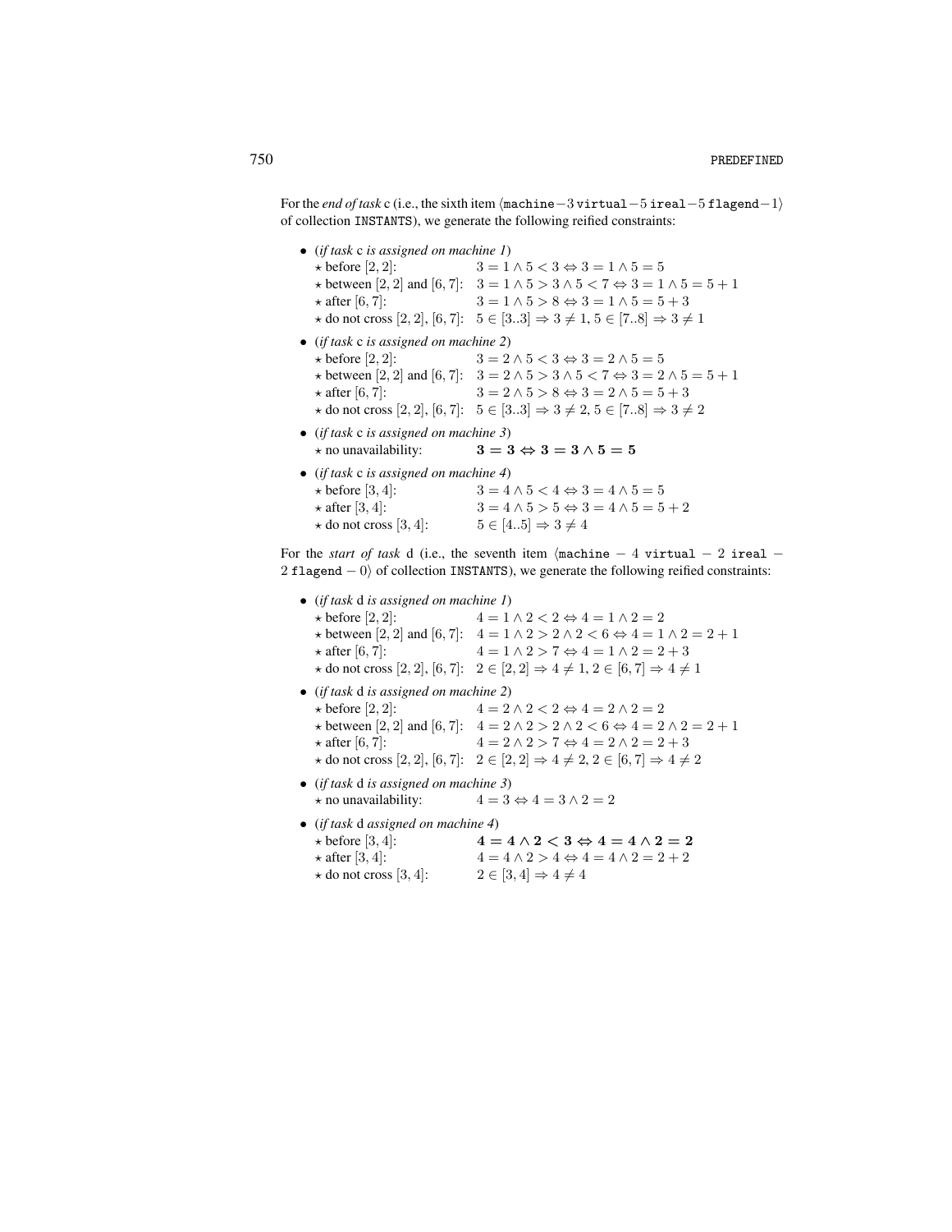For the *end of task* c (i.e., the sixth item ⟨machine $-3$ virtual $-5$ ireal $-5$ flagend $-1$⟩ of collection INSTANTS), we generate the following reified constraints:

- (*if task* c *is assigned on machine 1*)
  - ⋆ before $[2,2]$: $3=1 \wedge 5<3 \Leftrightarrow 3=1 \wedge 5=5$
  - ⋆ between $[2,2]$ and $[6,7]$: $3=1 \wedge 5>3 \wedge 5<7 \Leftrightarrow 3=1 \wedge 5=5+1$
  - ⋆ after $[6,7]$: $3=1 \wedge 5>8 \Leftrightarrow 3=1 \wedge 5=5+3$
  - ⋆ do not cross $[2,2]$, $[6,7]$: $5 \in [3..3] \Rightarrow 3 \neq 1,\, 5 \in [7..8] \Rightarrow 3 \neq 1$
- (*if task* c *is assigned on machine 2*)
  - ⋆ before $[2,2]$: $3=2 \wedge 5<3 \Leftrightarrow 3=2 \wedge 5=5$
  - ⋆ between $[2,2]$ and $[6,7]$: $3=2 \wedge 5>3 \wedge 5<7 \Leftrightarrow 3=2 \wedge 5=5+1$
  - ⋆ after $[6,7]$: $3=2 \wedge 5>8 \Leftrightarrow 3=2 \wedge 5=5+3$
  - ⋆ do not cross $[2,2]$, $[6,7]$: $5 \in [3..3] \Rightarrow 3 \neq 2,\, 5 \in [7..8] \Rightarrow 3 \neq 2$
- (*if task* c *is assigned on machine 3*)
  - ⋆ no unavailability: $\mathbf{3=3 \Leftrightarrow 3=3 \wedge 5=5}$
- (*if task* c *is assigned on machine 4*)
  - ⋆ before $[3,4]$: $3=4 \wedge 5<4 \Leftrightarrow 3=4 \wedge 5=5$
  - ⋆ after $[3,4]$: $3=4 \wedge 5>5 \Leftrightarrow 3=4 \wedge 5=5+2$
  - ⋆ do not cross $[3,4]$: $5 \in [4..5] \Rightarrow 3 \neq 4$

For the *start of task* d (i.e., the seventh item ⟨machine $-4$ virtual $-2$ ireal $-2$ flagend $-0$⟩ of collection INSTANTS), we generate the following reified constraints:

- (*if task* d *is assigned on machine 1*)
  - ⋆ before $[2,2]$: $4=1 \wedge 2<2 \Leftrightarrow 4=1 \wedge 2=2$
  - ⋆ between $[2,2]$ and $[6,7]$: $4=1 \wedge 2>2 \wedge 2<6 \Leftrightarrow 4=1 \wedge 2=2+1$
  - ⋆ after $[6,7]$: $4=1 \wedge 2>7 \Leftrightarrow 4=1 \wedge 2=2+3$
  - ⋆ do not cross $[2,2]$, $[6,7]$: $2 \in [2,2] \Rightarrow 4 \neq 1,\, 2 \in [6,7] \Rightarrow 4 \neq 1$
- (*if task* d *is assigned on machine 2*)
  - ⋆ before $[2,2]$: $4=2 \wedge 2<2 \Leftrightarrow 4=2 \wedge 2=2$
  - ⋆ between $[2,2]$ and $[6,7]$: $4=2 \wedge 2>2 \wedge 2<6 \Leftrightarrow 4=2 \wedge 2=2+1$
  - ⋆ after $[6,7]$: $4=2 \wedge 2>7 \Leftrightarrow 4=2 \wedge 2=2+3$
  - ⋆ do not cross $[2,2]$, $[6,7]$: $2 \in [2,2] \Rightarrow 4 \neq 2,\, 2 \in [6,7] \Rightarrow 4 \neq 2$
- (*if task* d *is assigned on machine 3*)
  - ⋆ no unavailability: $4=3 \Leftrightarrow 4=3 \wedge 2=2$
- (*if task* d *assigned on machine 4*)
  - ⋆ before $[3,4]$: $\mathbf{4=4 \wedge 2<3 \Leftrightarrow 4=4 \wedge 2=2}$
  - ⋆ after $[3,4]$: $4=4 \wedge 2>4 \Leftrightarrow 4=4 \wedge 2=2+2$
  - ⋆ do not cross $[3,4]$: $2 \in [3,4] \Rightarrow 4 \neq 4$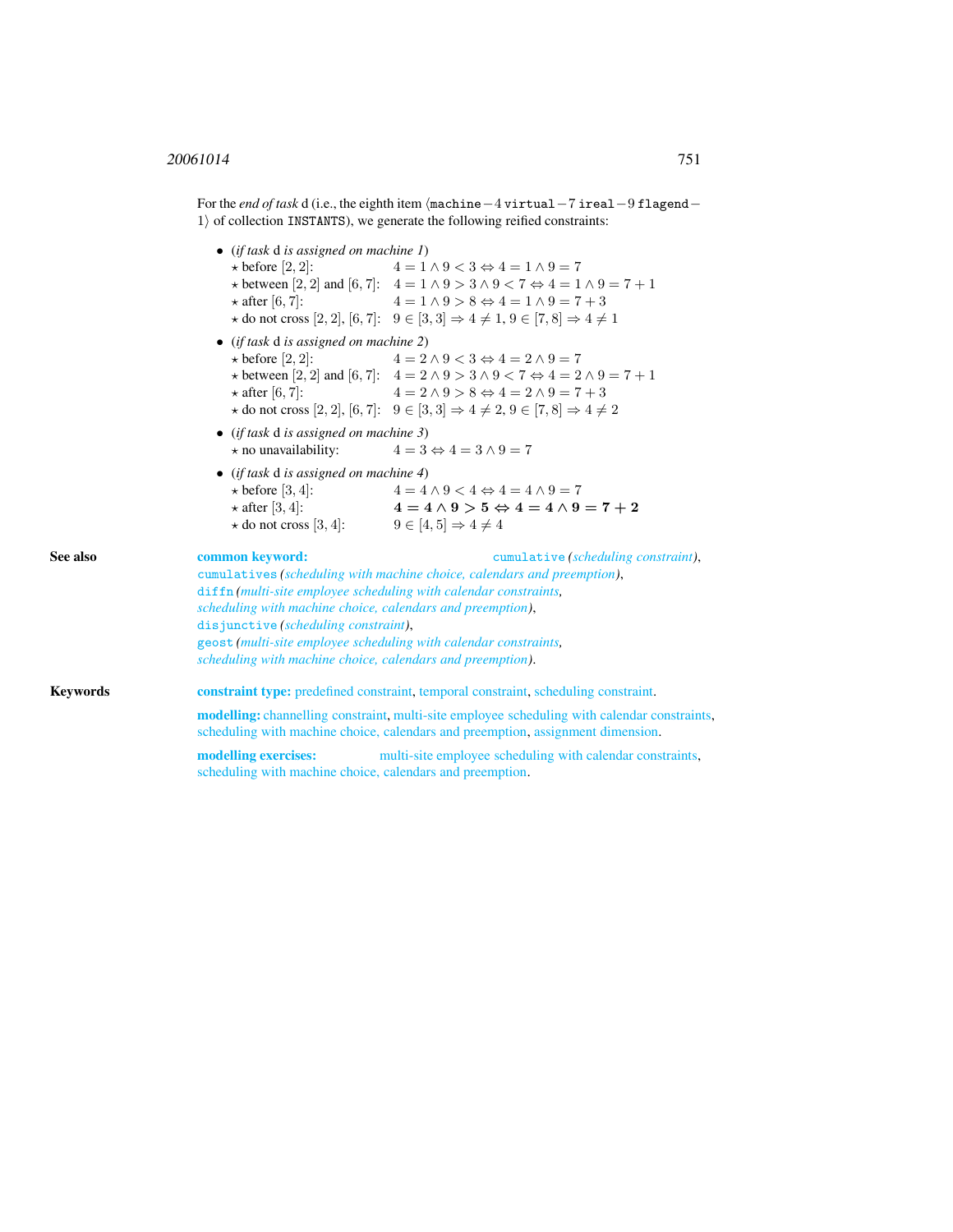For the *end of task* d (i.e., the eighth item ⟨`machine` − 4 `virtual` − 7 `ireal` − 9 `flagend` − 1⟩ of collection `INSTANTS`), we generate the following reified constraints:

- (*if task* d *is assigned on machine 1*)
  - ⋆ before $[2,2]$: $4 = 1 \wedge 9 < 3 \Leftrightarrow 4 = 1 \wedge 9 = 7$
  - ⋆ between $[2,2]$ and $[6,7]$: $4 = 1 \wedge 9 > 3 \wedge 9 < 7 \Leftrightarrow 4 = 1 \wedge 9 = 7 + 1$
  - ⋆ after $[6,7]$: $4 = 1 \wedge 9 > 8 \Leftrightarrow 4 = 1 \wedge 9 = 7 + 3$
  - ⋆ do not cross $[2,2]$, $[6,7]$: $9 \in [3,3] \Rightarrow 4 \neq 1$, $9 \in [7,8] \Rightarrow 4 \neq 1$
- (*if task* d *is assigned on machine 2*)
  - ⋆ before $[2,2]$: $4 = 2 \wedge 9 < 3 \Leftrightarrow 4 = 2 \wedge 9 = 7$
  - ⋆ between $[2,2]$ and $[6,7]$: $4 = 2 \wedge 9 > 3 \wedge 9 < 7 \Leftrightarrow 4 = 2 \wedge 9 = 7 + 1$
  - ⋆ after $[6,7]$: $4 = 2 \wedge 9 > 8 \Leftrightarrow 4 = 2 \wedge 9 = 7 + 3$
  - ⋆ do not cross $[2,2]$, $[6,7]$: $9 \in [3,3] \Rightarrow 4 \neq 2$, $9 \in [7,8] \Rightarrow 4 \neq 2$
- (*if task* d *is assigned on machine 3*)
  - ⋆ no unavailability: $4 = 3 \Leftrightarrow 4 = 3 \wedge 9 = 7$
- (*if task* d *is assigned on machine 4*)
  - ⋆ before $[3,4]$: $4 = 4 \wedge 9 < 4 \Leftrightarrow 4 = 4 \wedge 9 = 7$
  - ⋆ after $[3,4]$: $\mathbf{4 = 4 \wedge 9 > 5 \Leftrightarrow 4 = 4 \wedge 9 = 7 + 2}$
  - ⋆ do not cross $[3,4]$: $9 \in [4,5] \Rightarrow 4 \neq 4$

**See also**

**common keyword:** `cumulative` (*scheduling constraint*), `cumulatives` (*scheduling with machine choice, calendars and preemption*), `diffn` (*multi-site employee scheduling with calendar constraints*, *scheduling with machine choice, calendars and preemption*), `disjunctive` (*scheduling constraint*), `geost` (*multi-site employee scheduling with calendar constraints*, *scheduling with machine choice, calendars and preemption*).

**Keywords**

**constraint type:** predefined constraint, temporal constraint, scheduling constraint.

**modelling:** channelling constraint, multi-site employee scheduling with calendar constraints, scheduling with machine choice, calendars and preemption, assignment dimension.

**modelling exercises:** multi-site employee scheduling with calendar constraints, scheduling with machine choice, calendars and preemption.